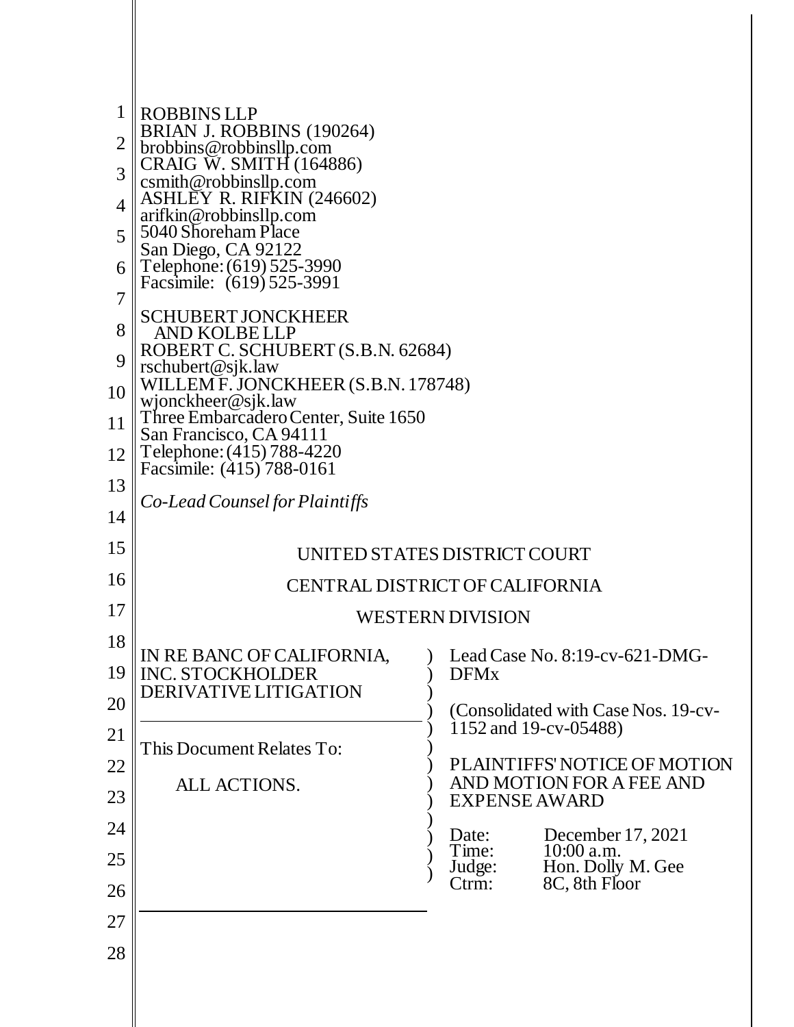ROBBINS LLP
BRIAN J. ROBBINS (190264)
brobbins@robbinsllp.com
CRAIG W. SMITH (164886)
csmith@robbinsllp.com
ASHLEY R. RIFKIN (246602)
arifkin@robbinsllp.com
5040 Shoreham Place
San Diego, CA 92122
Telephone: (619) 525-3990
Facsimile: (619) 525-3991

SCHUBERT JONCKHEER
AND KOLBE LLP
ROBERT C. SCHUBERT (S.B.N. 62684)
rschubert@sjk.law
WILLEM F. JONCKHEER (S.B.N. 178748)
wjonckheer@sjk.law
Three Embarcadero Center, Suite 1650
San Francisco, CA 94111
Telephone: (415) 788-4220
Facsimile: (415) 788-0161

*Co-Lead Counsel for Plaintiffs*

UNITED STATES DISTRICT COURT

CENTRAL DISTRICT OF CALIFORNIA

WESTERN DIVISION

| | |
|---|---|
| IN RE BANC OF CALIFORNIA, INC. STOCKHOLDER DERIVATIVE LITIGATION<br><br>This Document Relates To:<br><br>ALL ACTIONS. | Lead Case No. 8:19-cv-621-DMG-DFMx<br><br>(Consolidated with Case Nos. 19-cv-1152 and 19-cv-05488)<br><br>PLAINTIFFS' NOTICE OF MOTION AND MOTION FOR A FEE AND EXPENSE AWARD<br><br>Date: December 17, 2021<br>Time: 10:00 a.m.<br>Judge: Hon. Dolly M. Gee<br>Ctrm: 8C, 8th Floor |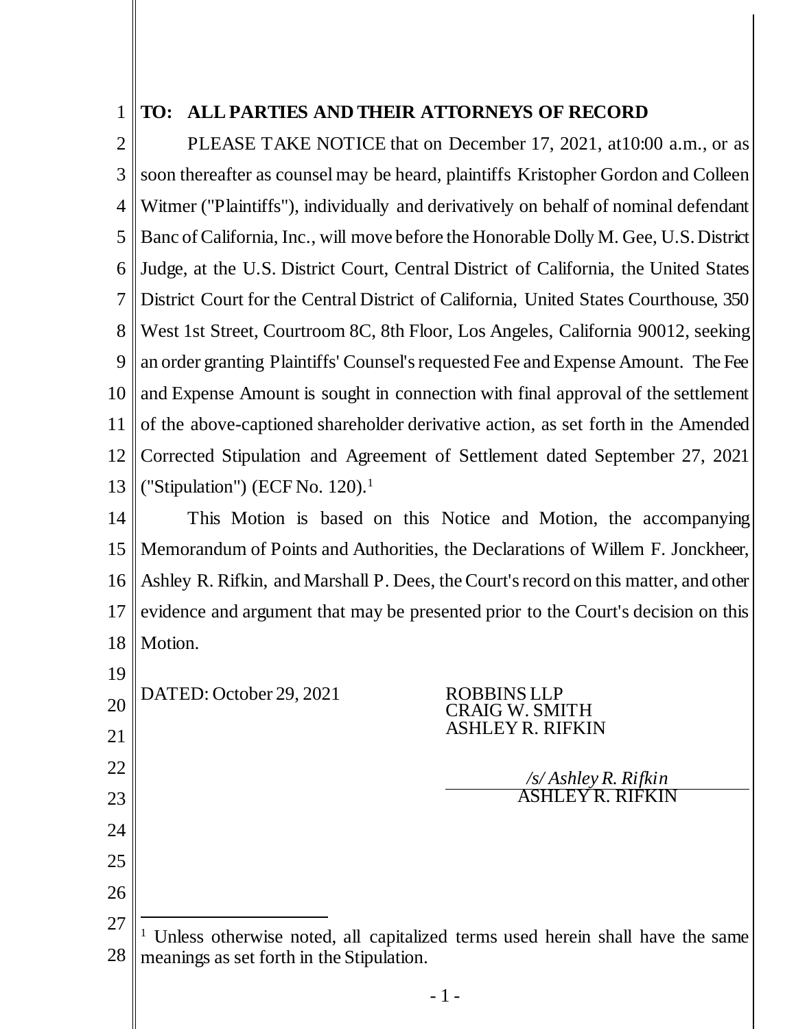**TO: ALL PARTIES AND THEIR ATTORNEYS OF RECORD**

PLEASE TAKE NOTICE that on December 17, 2021, at10:00 a.m., or as soon thereafter as counsel may be heard, plaintiffs Kristopher Gordon and Colleen Witmer ("Plaintiffs"), individually and derivatively on behalf of nominal defendant Banc of California, Inc., will move before the Honorable Dolly M. Gee, U.S. District Judge, at the U.S. District Court, Central District of California, the United States District Court for the Central District of California, United States Courthouse, 350 West 1st Street, Courtroom 8C, 8th Floor, Los Angeles, California 90012, seeking an order granting Plaintiffs' Counsel's requested Fee and Expense Amount. The Fee and Expense Amount is sought in connection with final approval of the settlement of the above-captioned shareholder derivative action, as set forth in the Amended Corrected Stipulation and Agreement of Settlement dated September 27, 2021 ("Stipulation") (ECF No. 120).[1]

This Motion is based on this Notice and Motion, the accompanying Memorandum of Points and Authorities, the Declarations of Willem F. Jonckheer, Ashley R. Rifkin, and Marshall P. Dees, the Court's record on this matter, and other evidence and argument that may be presented prior to the Court's decision on this Motion.

DATED: October 29, 2021

ROBBINS LLP
CRAIG W. SMITH
ASHLEY R. RIFKIN

*/s/ Ashley R. Rifkin*
ASHLEY R. RIFKIN

---

[1] Unless otherwise noted, all capitalized terms used herein shall have the same meanings as set forth in the Stipulation.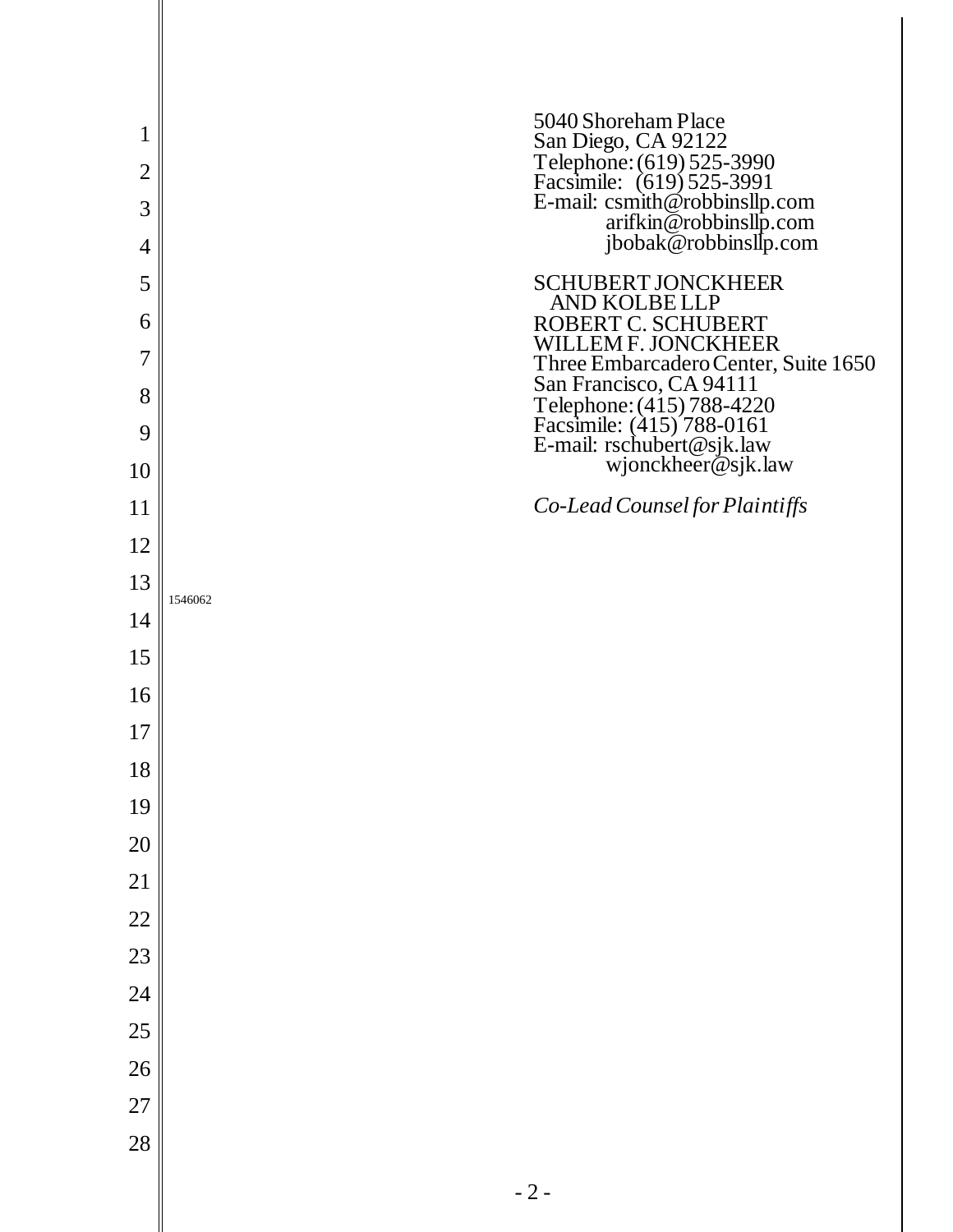5040 Shoreham Place
San Diego, CA 92122
Telephone: (619) 525-3990
Facsimile: (619) 525-3991
E-mail: csmith@robbinsllp.com
arifkin@robbinsllp.com
jbobak@robbinsllp.com

SCHUBERT JONCKHEER
AND KOLBE LLP
ROBERT C. SCHUBERT
WILLEM F. JONCKHEER
Three Embarcadero Center, Suite 1650
San Francisco, CA 94111
Telephone: (415) 788-4220
Facsimile: (415) 788-0161
E-mail: rschubert@sjk.law
wjonckheer@sjk.law

*Co-Lead Counsel for Plaintiffs*

1546062